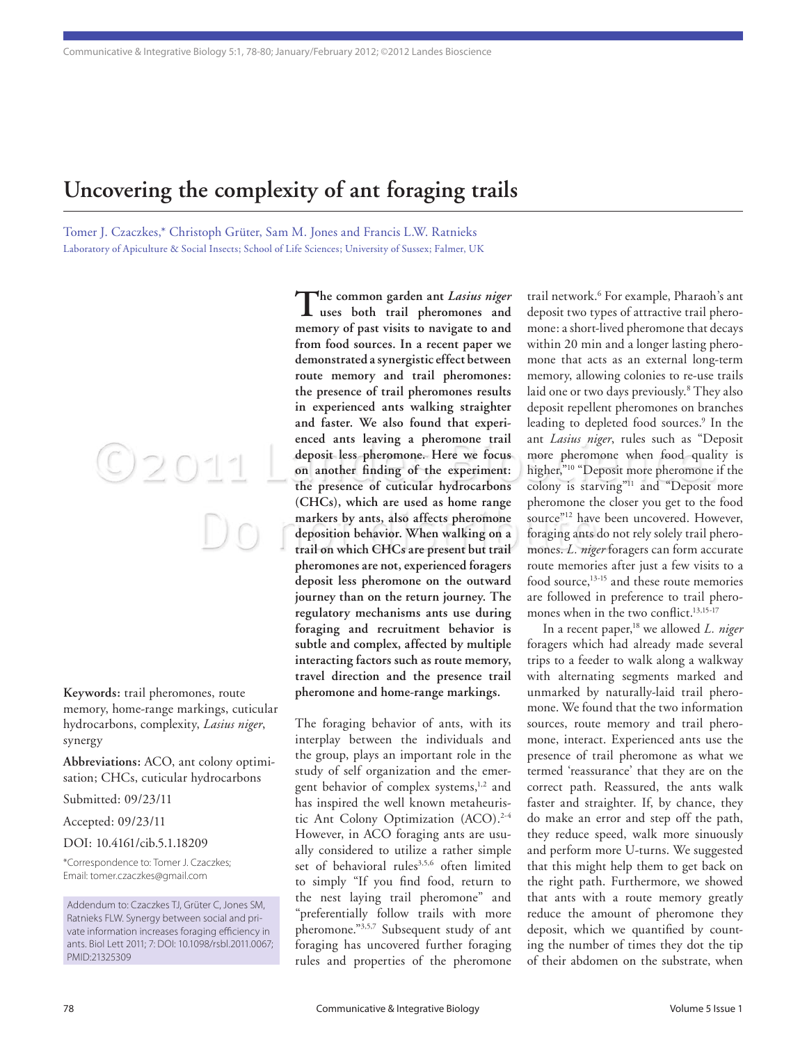# Uncovering the complexity of ant foraging trails

Tomer J. Czaczkes,* Christoph Grüter, Sam M. Jones and Francis L.W. Ratnieks

Laboratory of Apiculture & Social Insects; School of Life Sciences; University of Sussex; Falmer, UK

**Keywords:** trail pheromones, route memory, home-range markings, cuticular hydrocarbons, complexity, *Lasius niger*, synergy

**Abbreviations:** ACO, ant colony optimisation; CHCs, cuticular hydrocarbons

Submitted: 09/23/11

Accepted: 09/23/11

DOI: 10.4161/cib.5.1.18209

*Correspondence to: Tomer J. Czaczkes; Email: tomer.czaczkes@gmail.com

Addendum to: Czaczkes TJ, Grüter C, Jones SM, Ratnieks FLW. Synergy between social and private information increases foraging efficiency in ants. Biol Lett 2011; 7: DOI: 10.1098/rsbl.2011.0067; PMID:21325309

**The common garden ant *Lasius niger* uses both trail pheromones and memory of past visits to navigate to and from food sources. In a recent paper we demonstrated a synergistic effect between route memory and trail pheromones: the presence of trail pheromones results in experienced ants walking straighter and faster. We also found that experienced ants leaving a pheromone trail deposit less pheromone. Here we focus on another finding of the experiment: the presence of cuticular hydrocarbons (CHCs), which are used as home range markers by ants, also affects pheromone deposition behavior. When walking on a trail on which CHCs are present but trail pheromones are not, experienced foragers deposit less pheromone on the outward journey than on the return journey. The regulatory mechanisms ants use during foraging and recruitment behavior is subtle and complex, affected by multiple interacting factors such as route memory, travel direction and the presence trail pheromone and home-range markings.**

The foraging behavior of ants, with its interplay between the individuals and the group, plays an important role in the study of self organization and the emergent behavior of complex systems,[1,2] and has inspired the well known metaheuristic Ant Colony Optimization (ACO).[2-4] However, in ACO foraging ants are usually considered to utilize a rather simple set of behavioral rules[3,5,6] often limited to simply "If you find food, return to the nest laying trail pheromone" and "preferentially follow trails with more pheromone."[3,5,7] Subsequent study of ant foraging has uncovered further foraging rules and properties of the pheromone trail network.[6] For example, Pharaoh's ant deposit two types of attractive trail pheromone: a short-lived pheromone that decays within 20 min and a longer lasting pheromone that acts as an external long-term memory, allowing colonies to re-use trails laid one or two days previously.[8] They also deposit repellent pheromones on branches leading to depleted food sources.[9] In the ant *Lasius niger*, rules such as "Deposit more pheromone when food quality is higher,"[10] "Deposit more pheromone if the colony is starving"[11] and "Deposit more pheromone the closer you get to the food source"[12] have been uncovered. However, foraging ants do not rely solely trail pheromones. *L. niger* foragers can form accurate route memories after just a few visits to a food source,[13-15] and these route memories are followed in preference to trail pheromones when in the two conflict.[13,15-17]

In a recent paper,[18] we allowed *L. niger* foragers which had already made several trips to a feeder to walk along a walkway with alternating segments marked and unmarked by naturally-laid trail pheromone. We found that the two information sources, route memory and trail pheromone, interact. Experienced ants use the presence of trail pheromone as what we termed 'reassurance' that they are on the correct path. Reassured, the ants walk faster and straighter. If, by chance, they do make an error and step off the path, they reduce speed, walk more sinuously and perform more U-turns. We suggested that this might help them to get back on the right path. Furthermore, we showed that ants with a route memory greatly reduce the amount of pheromone they deposit, which we quantified by counting the number of times they dot the tip of their abdomen on the substrate, when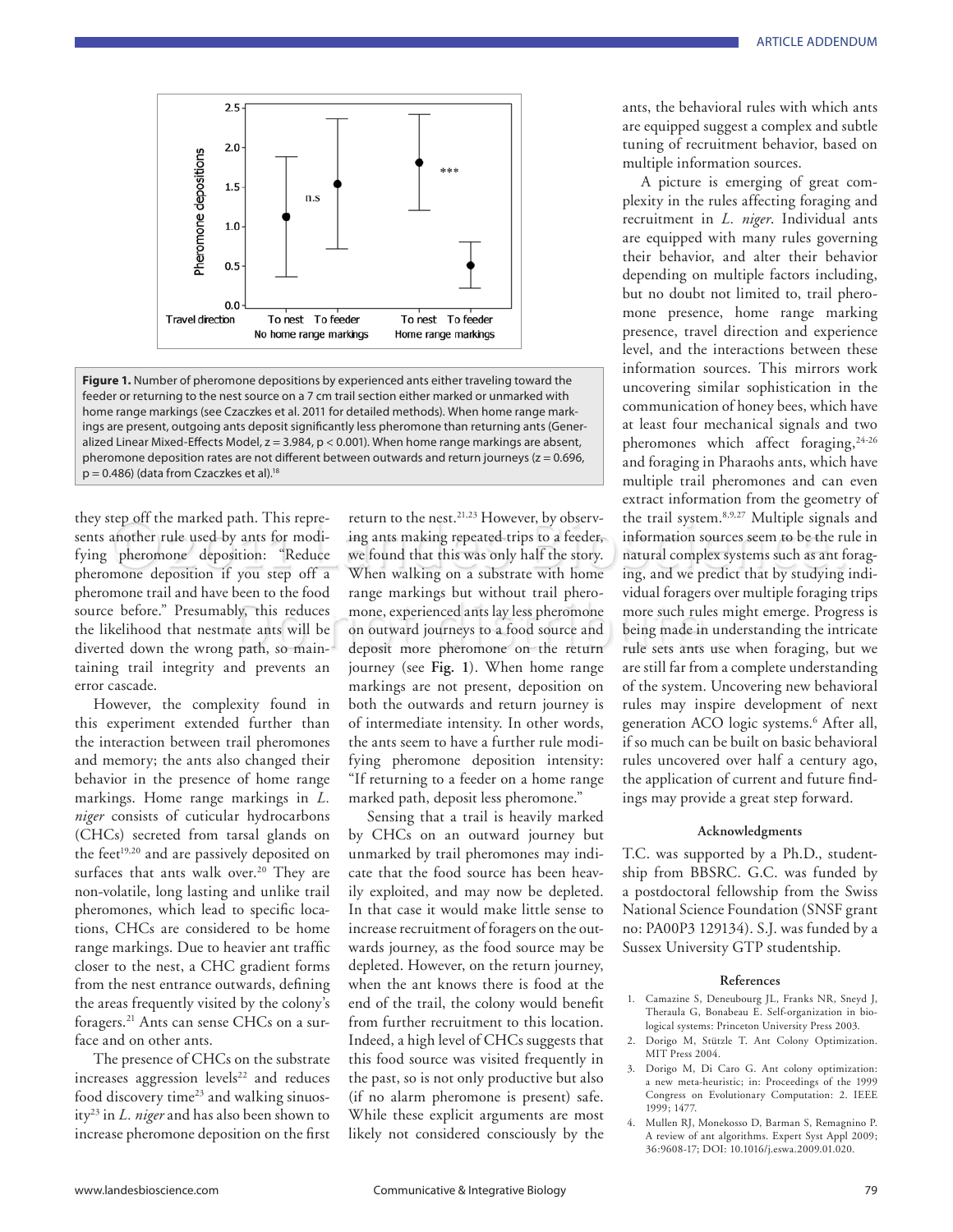Figure 1. Number of pheromone depositions by experienced ants either traveling toward the feeder or returning to the nest source on a 7 cm trail section either marked or unmarked with home range markings (see Czaczkes et al. 2011 for detailed methods). When home range markings are present, outgoing ants deposit significantly less pheromone than returning ants (Generalized Linear Mixed-Effects Model, $z = 3.984$, $p < 0.001$). When home range markings are absent, pheromone deposition rates are not different between outwards and return journeys ($z = 0.696$, $p = 0.486$) (data from Czaczkes et al).[18]

they step off the marked path. This represents another rule used by ants for modifying pheromone deposition: "Reduce pheromone deposition if you step off a pheromone trail and have been to the food source before." Presumably, this reduces the likelihood that nestmate ants will be diverted down the wrong path, so maintaining trail integrity and prevents an error cascade.

However, the complexity found in this experiment extended further than the interaction between trail pheromones and memory; the ants also changed their behavior in the presence of home range markings. Home range markings in *L. niger* consists of cuticular hydrocarbons (CHCs) secreted from tarsal glands on the feet[19,20] and are passively deposited on surfaces that ants walk over.[20] They are non-volatile, long lasting and unlike trail pheromones, which lead to specific locations, CHCs are considered to be home range markings. Due to heavier ant traffic closer to the nest, a CHC gradient forms from the nest entrance outwards, defining the areas frequently visited by the colony's foragers.[21] Ants can sense CHCs on a surface and on other ants.

The presence of CHCs on the substrate increases aggression levels[22] and reduces food discovery time[23] and walking sinuosity[23] in *L. niger* and has also been shown to increase pheromone deposition on the first return to the nest.[21,23] However, by observing ants making repeated trips to a feeder, we found that this was only half the story. When walking on a substrate with home range markings but without trail pheromone, experienced ants lay less pheromone on outward journeys to a food source and deposit more pheromone on the return journey (see **Fig. 1**). When home range markings are not present, deposition on both the outwards and return journey is of intermediate intensity. In other words, the ants seem to have a further rule modifying pheromone deposition intensity: "If returning to a feeder on a home range marked path, deposit less pheromone."

Sensing that a trail is heavily marked by CHCs on an outward journey but unmarked by trail pheromones may indicate that the food source has been heavily exploited, and may now be depleted. In that case it would make little sense to increase recruitment of foragers on the outwards journey, as the food source may be depleted. However, on the return journey, when the ant knows there is food at the end of the trail, the colony would benefit from further recruitment to this location. Indeed, a high level of CHCs suggests that this food source was visited frequently in the past, so is not only productive but also (if no alarm pheromone is present) safe. While these explicit arguments are most likely not considered consciously by the ants, the behavioral rules with which ants are equipped suggest a complex and subtle tuning of recruitment behavior, based on multiple information sources.

A picture is emerging of great complexity in the rules affecting foraging and recruitment in *L. niger*. Individual ants are equipped with many rules governing their behavior, and alter their behavior depending on multiple factors including, but no doubt not limited to, trail pheromone presence, home range marking presence, travel direction and experience level, and the interactions between these information sources. This mirrors work uncovering similar sophistication in the communication of honey bees, which have at least four mechanical signals and two pheromones which affect foraging,[24-26] and foraging in Pharaohs ants, which have multiple trail pheromones and can even extract information from the geometry of the trail system.[8,9,27] Multiple signals and information sources seem to be the rule in natural complex systems such as ant foraging, and we predict that by studying individual foragers over multiple foraging trips more such rules might emerge. Progress is being made in understanding the intricate rule sets ants use when foraging, but we are still far from a complete understanding of the system. Uncovering new behavioral rules may inspire development of next generation ACO logic systems.[6] After all, if so much can be built on basic behavioral rules uncovered over half a century ago, the application of current and future findings may provide a great step forward.

### Acknowledgments

T.C. was supported by a Ph.D., studentship from BBSRC. G.C. was funded by a postdoctoral fellowship from the Swiss National Science Foundation (SNSF grant no: PA00P3 129134). S.J. was funded by a Sussex University GTP studentship.

### References

1. Camazine S, Deneubourg JL, Franks NR, Sneyd J, Theraula G, Bonabeau E. Self-organization in biological systems: Princeton University Press 2003.
2. Dorigo M, Stützle T. Ant Colony Optimization. MIT Press 2004.
3. Dorigo M, Di Caro G. Ant colony optimization: a new meta-heuristic; in: Proceedings of the 1999 Congress on Evolutionary Computation: 2. IEEE 1999; 1477.
4. Mullen RJ, Monekosso D, Barman S, Remagnino P. A review of ant algorithms. Expert Syst Appl 2009; 36:9608-17; DOI: 10.1016/j.eswa.2009.01.020.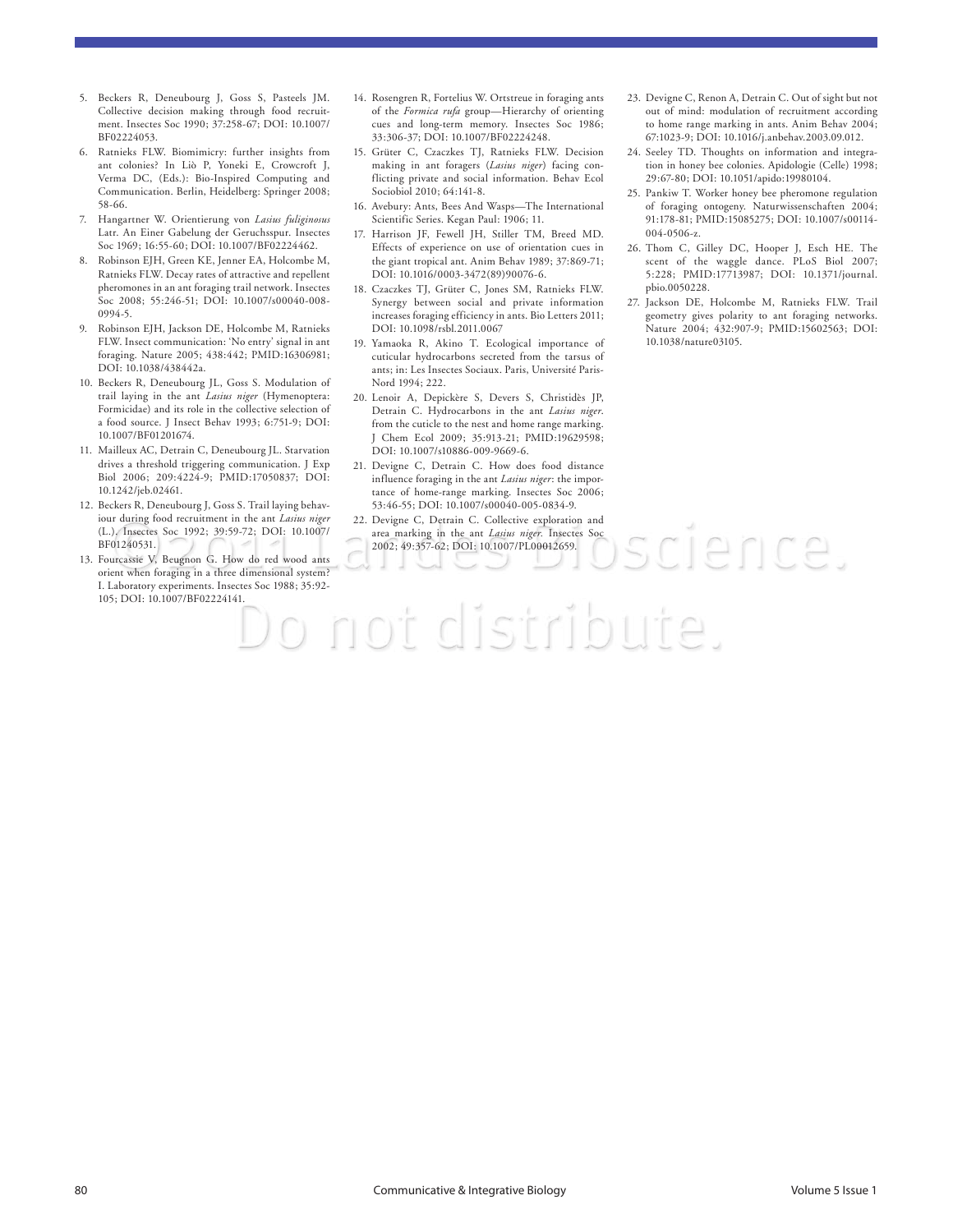5. Beckers R, Deneubourg J, Goss S, Pasteels JM. Collective decision making through food recruitment. Insectes Soc 1990; 37:258-67; DOI: 10.1007/BF02224053.
6. Ratnieks FLW. Biomimicry: further insights from ant colonies? In Liò P, Yoneki E, Crowcroft J, Verma DC, (Eds.): Bio-Inspired Computing and Communication. Berlin, Heidelberg: Springer 2008; 58-66.
7. Hangartner W. Orientierung von *Lasius fuliginosus* Latr. An Einer Gabelung der Geruchsspur. Insectes Soc 1969; 16:55-60; DOI: 10.1007/BF02224462.
8. Robinson EJH, Green KE, Jenner EA, Holcombe M, Ratnieks FLW. Decay rates of attractive and repellent pheromones in an ant foraging trail network. Insectes Soc 2008; 55:246-51; DOI: 10.1007/s00040-008-0994-5.
9. Robinson EJH, Jackson DE, Holcombe M, Ratnieks FLW. Insect communication: 'No entry' signal in ant foraging. Nature 2005; 438:442; PMID:16306981; DOI: 10.1038/438442a.
10. Beckers R, Deneubourg JL, Goss S. Modulation of trail laying in the ant *Lasius niger* (Hymenoptera: Formicidae) and its role in the collective selection of a food source. J Insect Behav 1993; 6:751-9; DOI: 10.1007/BF01201674.
11. Mailleux AC, Detrain C, Deneubourg JL. Starvation drives a threshold triggering communication. J Exp Biol 2006; 209:4224-9; PMID:17050837; DOI: 10.1242/jeb.02461.
12. Beckers R, Deneubourg J, Goss S. Trail laying behaviour during food recruitment in the ant *Lasius niger* (L.). Insectes Soc 1992; 39:59-72; DOI: 10.1007/BF01240531.
13. Fourcassie V, Beugnon G. How do red wood ants orient when foraging in a three dimensional system? I. Laboratory experiments. Insectes Soc 1988; 35:92-105; DOI: 10.1007/BF02224141.
14. Rosengren R, Fortelius W. Ortstreue in foraging ants of the *Formica rufa* group—Hierarchy of orienting cues and long-term memory. Insectes Soc 1986; 33:306-37; DOI: 10.1007/BF02224248.
15. Grüter C, Czaczkes TJ, Ratnieks FLW. Decision making in ant foragers (*Lasius niger*) facing conflicting private and social information. Behav Ecol Sociobiol 2010; 64:141-8.
16. Avebury: Ants, Bees And Wasps—The International Scientific Series. Kegan Paul: 1906; 11.
17. Harrison JF, Fewell JH, Stiller TM, Breed MD. Effects of experience on use of orientation cues in the giant tropical ant. Anim Behav 1989; 37:869-71; DOI: 10.1016/0003-3472(89)90076-6.
18. Czaczkes TJ, Grüter C, Jones SM, Ratnieks FLW. Synergy between social and private information increases foraging efficiency in ants. Bio Letters 2011; DOI: 10.1098/rsbl.2011.0067
19. Yamaoka R, Akino T. Ecological importance of cuticular hydrocarbons secreted from the tarsus of ants; in: Les Insectes Sociaux. Paris, Université Paris-Nord 1994; 222.
20. Lenoir A, Depickère S, Devers S, Christidès JP, Detrain C. Hydrocarbons in the ant *Lasius niger*. from the cuticle to the nest and home range marking. J Chem Ecol 2009; 35:913-21; PMID:19629598; DOI: 10.1007/s10886-009-9669-6.
21. Devigne C, Detrain C. How does food distance influence foraging in the ant *Lasius niger*: the importance of home-range marking. Insectes Soc 2006; 53:46-55; DOI: 10.1007/s00040-005-0834-9.
22. Devigne C, Detrain C. Collective exploration and area marking in the ant *Lasius niger*. Insectes Soc 2002; 49:357-62; DOI: 10.1007/PL00012659.
23. Devigne C, Renon A, Detrain C. Out of sight but not out of mind: modulation of recruitment according to home range marking in ants. Anim Behav 2004; 67:1023-9; DOI: 10.1016/j.anbehav.2003.09.012.
24. Seeley TD. Thoughts on information and integration in honey bee colonies. Apidologie (Celle) 1998; 29:67-80; DOI: 10.1051/apido:19980104.
25. Pankiw T. Worker honey bee pheromone regulation of foraging ontogeny. Naturwissenschaften 2004; 91:178-81; PMID:15085275; DOI: 10.1007/s00114-004-0506-z.
26. Thom C, Gilley DC, Hooper J, Esch HE. The scent of the waggle dance. PLoS Biol 2007; 5:228; PMID:17713987; DOI: 10.1371/journal.pbio.0050228.
27. Jackson DE, Holcombe M, Ratnieks FLW. Trail geometry gives polarity to ant foraging networks. Nature 2004; 432:907-9; PMID:15602563; DOI: 10.1038/nature03105.